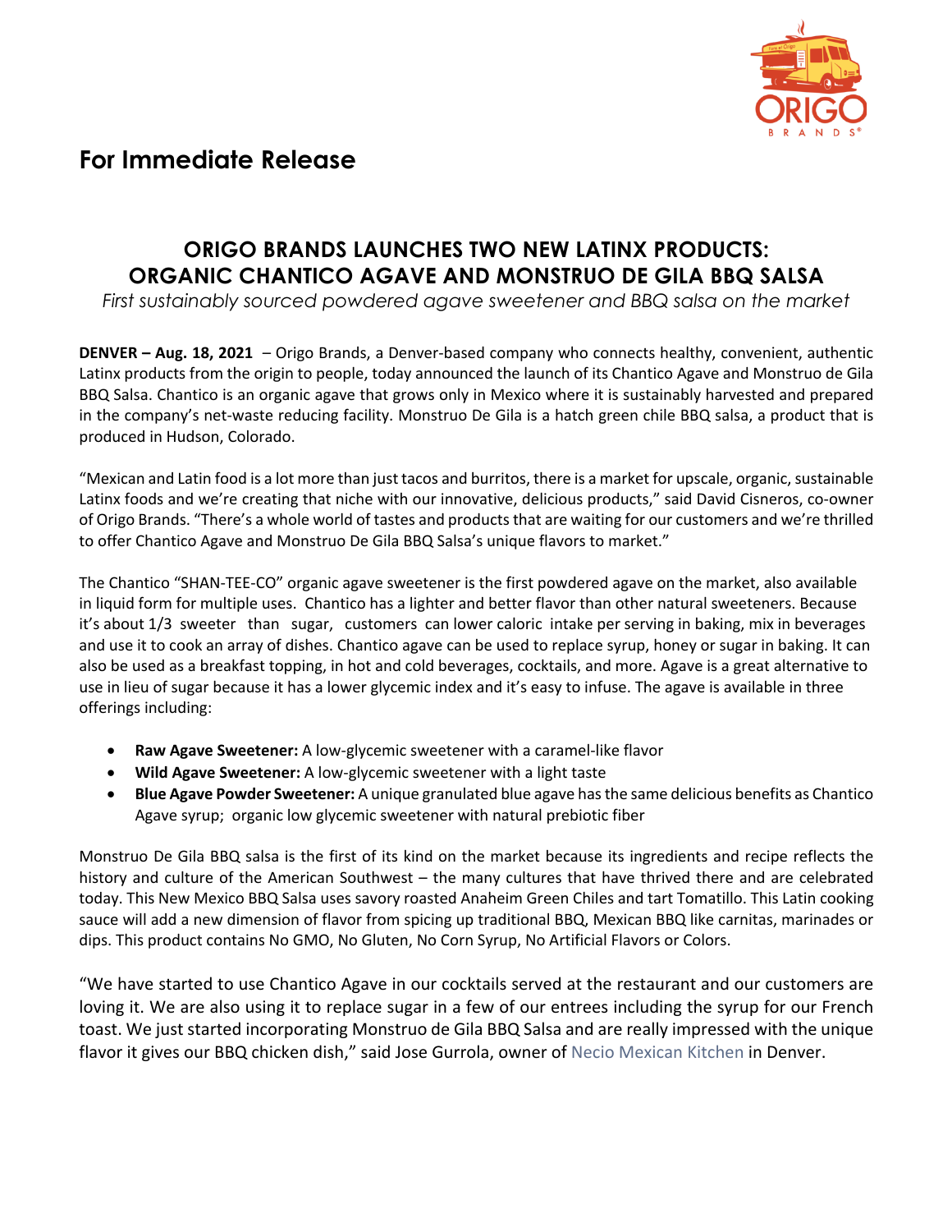# For Immediate Release

## ORIGO BRANDS LAUNCHES TWO NEW LATINX PRODUCTS: ORGANIC CHANTICO AGAVE AND MONSTRUO DE GILA BBQ SALSA

*First sustainably sourced powdered agave sweetener and BBQ salsa on the market*

**DENVER – Aug. 18, 2021** – Origo Brands, a Denver-based company who connects healthy, convenient, authentic Latinx products from the origin to people, today announced the launch of its Chantico Agave and Monstruo de Gila BBQ Salsa. Chantico is an organic agave that grows only in Mexico where it is sustainably harvested and prepared in the company's net-waste reducing facility. Monstruo De Gila is a hatch green chile BBQ salsa, a product that is produced in Hudson, Colorado.

"Mexican and Latin food is a lot more than just tacos and burritos, there is a market for upscale, organic, sustainable Latinx foods and we're creating that niche with our innovative, delicious products," said David Cisneros, co-owner of Origo Brands. "There's a whole world of tastes and products that are waiting for our customers and we're thrilled to offer Chantico Agave and Monstruo De Gila BBQ Salsa's unique flavors to market."

The Chantico "SHAN-TEE-CO" organic agave sweetener is the first powdered agave on the market, also available in liquid form for multiple uses. Chantico has a lighter and better flavor than other natural sweeteners. Because it's about 1/3 sweeter than sugar, customers can lower caloric intake per serving in baking, mix in beverages and use it to cook an array of dishes. Chantico agave can be used to replace syrup, honey or sugar in baking. It can also be used as a breakfast topping, in hot and cold beverages, cocktails, and more. Agave is a great alternative to use in lieu of sugar because it has a lower glycemic index and it's easy to infuse. The agave is available in three offerings including:

- **Raw Agave Sweetener:** A low-glycemic sweetener with a caramel-like flavor
- **Wild Agave Sweetener:** A low-glycemic sweetener with a light taste
- **Blue Agave Powder Sweetener:** A unique granulated blue agave has the same delicious benefits as Chantico Agave syrup; organic low glycemic sweetener with natural prebiotic fiber

Monstruo De Gila BBQ salsa is the first of its kind on the market because its ingredients and recipe reflects the history and culture of the American Southwest – the many cultures that have thrived there and are celebrated today. This New Mexico BBQ Salsa uses savory roasted Anaheim Green Chiles and tart Tomatillo. This Latin cooking sauce will add a new dimension of flavor from spicing up traditional BBQ, Mexican BBQ like carnitas, marinades or dips. This product contains No GMO, No Gluten, No Corn Syrup, No Artificial Flavors or Colors.

"We have started to use Chantico Agave in our cocktails served at the restaurant and our customers are loving it. We are also using it to replace sugar in a few of our entrees including the syrup for our French toast. We just started incorporating Monstruo de Gila BBQ Salsa and are really impressed with the unique flavor it gives our BBQ chicken dish," said Jose Gurrola, owner of Necio Mexican Kitchen in Denver.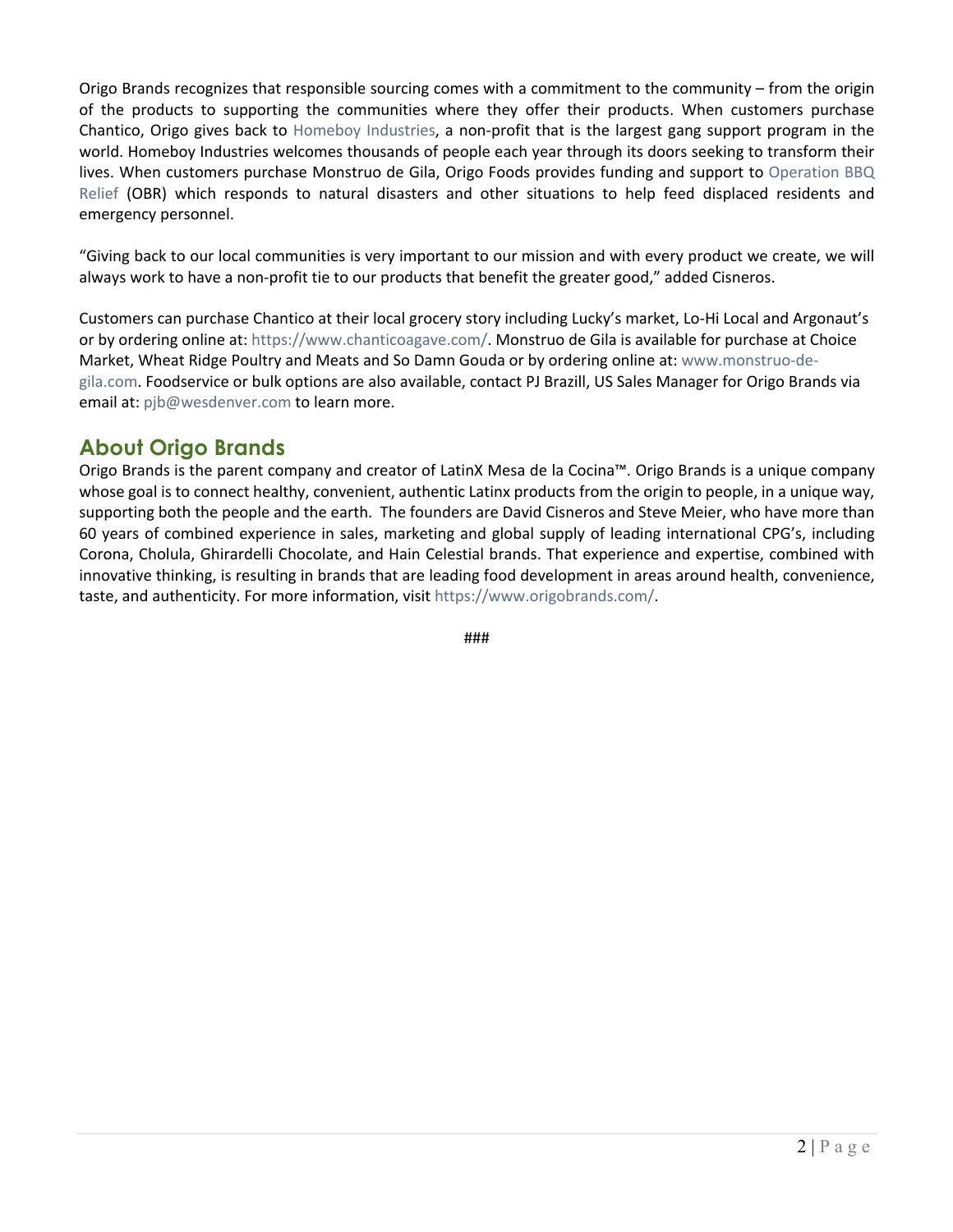Origo Brands recognizes that responsible sourcing comes with a commitment to the community – from the origin of the products to supporting the communities where they offer their products. When customers purchase Chantico, Origo gives back to Homeboy Industries, a non-profit that is the largest gang support program in the world. Homeboy Industries welcomes thousands of people each year through its doors seeking to transform their lives. When customers purchase Monstruo de Gila, Origo Foods provides funding and support to Operation BBQ Relief (OBR) which responds to natural disasters and other situations to help feed displaced residents and emergency personnel.

"Giving back to our local communities is very important to our mission and with every product we create, we will always work to have a non-profit tie to our products that benefit the greater good," added Cisneros.

Customers can purchase Chantico at their local grocery story including Lucky's market, Lo-Hi Local and Argonaut's or by ordering online at: https://www.chanticoagave.com/. Monstruo de Gila is available for purchase at Choice Market, Wheat Ridge Poultry and Meats and So Damn Gouda or by ordering online at: www.monstruo-de-gila.com. Foodservice or bulk options are also available, contact PJ Brazill, US Sales Manager for Origo Brands via email at: pjb@wesdenver.com to learn more.

## About Origo Brands

Origo Brands is the parent company and creator of LatinX Mesa de la Cocina™. Origo Brands is a unique company whose goal is to connect healthy, convenient, authentic Latinx products from the origin to people, in a unique way, supporting both the people and the earth. The founders are David Cisneros and Steve Meier, who have more than 60 years of combined experience in sales, marketing and global supply of leading international CPG's, including Corona, Cholula, Ghirardelli Chocolate, and Hain Celestial brands. That experience and expertise, combined with innovative thinking, is resulting in brands that are leading food development in areas around health, convenience, taste, and authenticity. For more information, visit https://www.origobrands.com/.

###